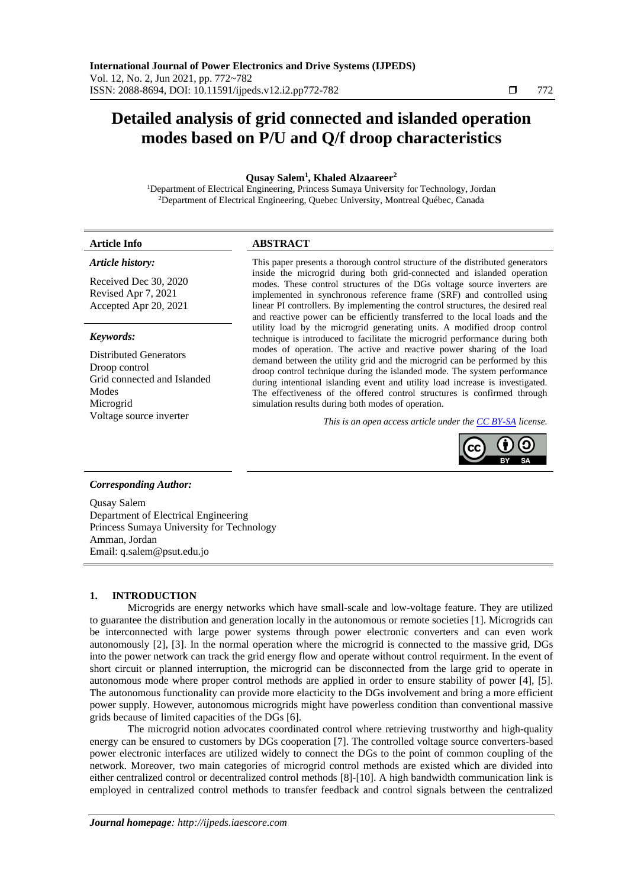# Detailed analysis of grid connected and islanded operation modes based on P/U and Q/f droop characteristics

**Qusay Salem[1], Khaled Alzaareer[2]**

[1]Department of Electrical Engineering, Princess Sumaya University for Technology, Jordan
[2]Department of Electrical Engineering, Quebec University, Montreal Québec, Canada

### Article Info

***Article history:***

Received Dec 30, 2020
Revised Apr 7, 2021
Accepted Apr 20, 2021

***Keywords:***

Distributed Generators
Droop control
Grid connected and Islanded Modes
Microgrid
Voltage source inverter

### ABSTRACT

This paper presents a thorough control structure of the distributed generators inside the microgrid during both grid-connected and islanded operation modes. These control structures of the DGs voltage source inverters are implemented in synchronous reference frame (SRF) and controlled using linear PI controllers. By implementing the control structures, the desired real and reactive power can be efficiently transferred to the local loads and the utility load by the microgrid generating units. A modified droop control technique is introduced to facilitate the microgrid performance during both modes of operation. The active and reactive power sharing of the load demand between the utility grid and the microgrid can be performed by this droop control technique during the islanded mode. The system performance during intentional islanding event and utility load increase is investigated. The effectiveness of the offered control structures is confirmed through simulation results during both modes of operation.

*This is an open access article under the CC BY-SA license.*

***Corresponding Author:***

Qusay Salem
Department of Electrical Engineering
Princess Sumaya University for Technology
Amman, Jordan
Email: q.salem@psut.edu.jo

## 1. INTRODUCTION

Microgrids are energy networks which have small-scale and low-voltage feature. They are utilized to guarantee the distribution and generation locally in the autonomous or remote societies [1]. Microgrids can be interconnected with large power systems through power electronic converters and can even work autonomously [2], [3]. In the normal operation where the microgrid is connected to the massive grid, DGs into the power network can track the grid energy flow and operate without control requirment. In the event of short circuit or planned interruption, the microgrid can be disconnected from the large grid to operate in autonomous mode where proper control methods are applied in order to ensure stability of power [4], [5]. The autonomous functionality can provide more elacticity to the DGs involvement and bring a more efficient power supply. However, autonomous microgrids might have powerless condition than conventional massive grids because of limited capacities of the DGs [6].

The microgrid notion advocates coordinated control where retrieving trustworthy and high-quality energy can be ensured to customers by DGs cooperation [7]. The controlled voltage source converters-based power electronic interfaces are utilized widely to connect the DGs to the point of common coupling of the network. Moreover, two main categories of microgrid control methods are existed which are divided into either centralized control or decentralized control methods [8]-[10]. A high bandwidth communication link is employed in centralized control methods to transfer feedback and control signals between the centralized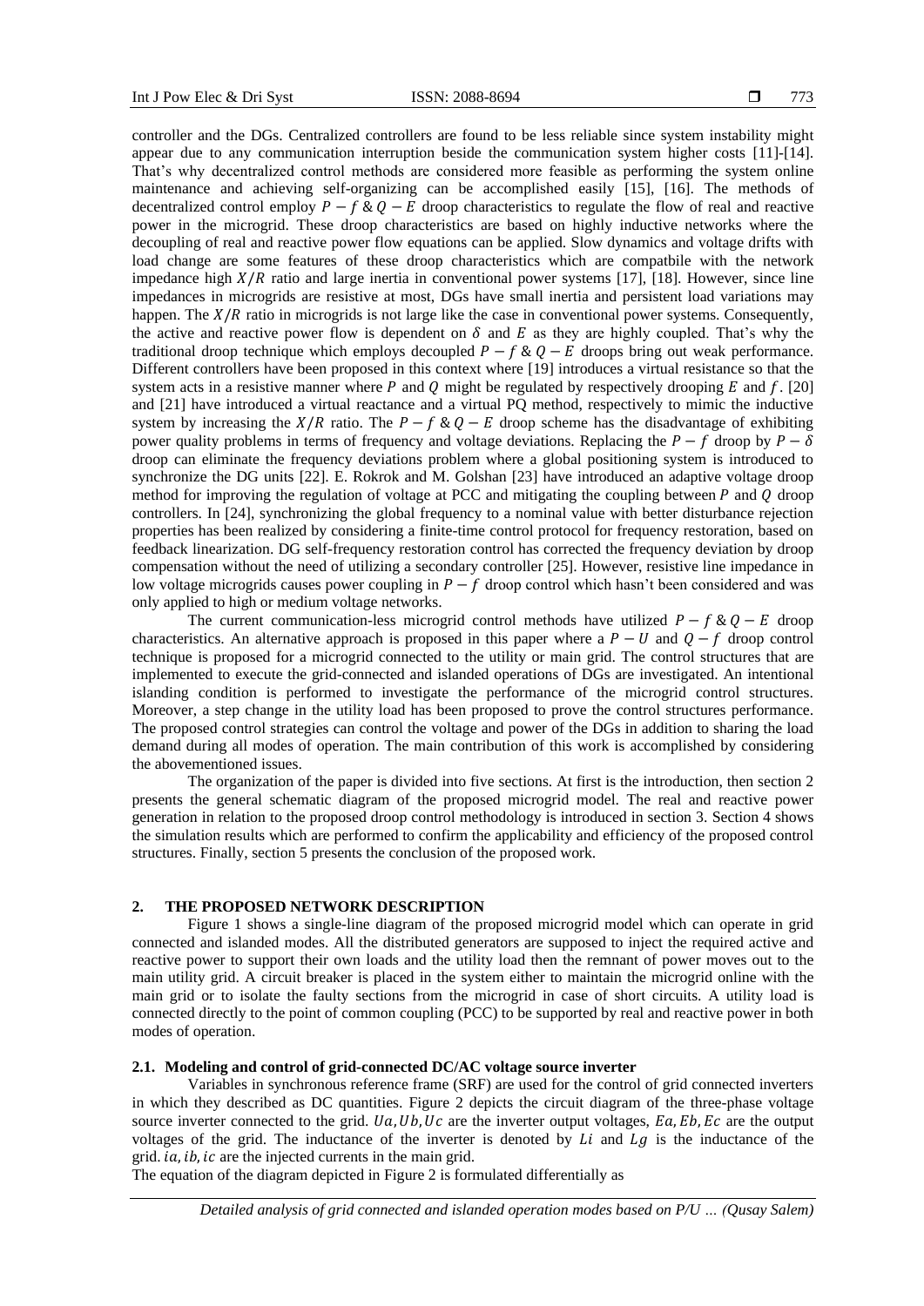controller and the DGs. Centralized controllers are found to be less reliable since system instability might appear due to any communication interruption beside the communication system higher costs [11]-[14]. That's why decentralized control methods are considered more feasible as performing the system online maintenance and achieving self-organizing can be accomplished easily [15], [16]. The methods of decentralized control employ $P-f$ & $Q-E$ droop characteristics to regulate the flow of real and reactive power in the microgrid. These droop characteristics are based on highly inductive networks where the decoupling of real and reactive power flow equations can be applied. Slow dynamics and voltage drifts with load change are some features of these droop characteristics which are compatbile with the network impedance high $X/R$ ratio and large inertia in conventional power systems [17], [18]. However, since line impedances in microgrids are resistive at most, DGs have small inertia and persistent load variations may happen. The $X/R$ ratio in microgrids is not large like the case in conventional power systems. Consequently, the active and reactive power flow is dependent on $\delta$ and $E$ as they are highly coupled. That's why the traditional droop technique which employs decoupled $P-f$ & $Q-E$ droops bring out weak performance. Different controllers have been proposed in this context where [19] introduces a virtual resistance so that the system acts in a resistive manner where $P$ and $Q$ might be regulated by respectively drooping $E$ and $f$. [20] and [21] have introduced a virtual reactance and a virtual PQ method, respectively to mimic the inductive system by increasing the $X/R$ ratio. The $P-f$ & $Q-E$ droop scheme has the disadvantage of exhibiting power quality problems in terms of frequency and voltage deviations. Replacing the $P-f$ droop by $P-\delta$ droop can eliminate the frequency deviations problem where a global positioning system is introduced to synchronize the DG units [22]. E. Rokrok and M. Golshan [23] have introduced an adaptive voltage droop method for improving the regulation of voltage at PCC and mitigating the coupling between $P$ and $Q$ droop controllers. In [24], synchronizing the global frequency to a nominal value with better disturbance rejection properties has been realized by considering a finite-time control protocol for frequency restoration, based on feedback linearization. DG self-frequency restoration control has corrected the frequency deviation by droop compensation without the need of utilizing a secondary controller [25]. However, resistive line impedance in low voltage microgrids causes power coupling in $P-f$ droop control which hasn't been considered and was only applied to high or medium voltage networks.

The current communication-less microgrid control methods have utilized $P-f$ & $Q-E$ droop characteristics. An alternative approach is proposed in this paper where a $P-U$ and $Q-f$ droop control technique is proposed for a microgrid connected to the utility or main grid. The control structures that are implemented to execute the grid-connected and islanded operations of DGs are investigated. An intentional islanding condition is performed to investigate the performance of the microgrid control structures. Moreover, a step change in the utility load has been proposed to prove the control structures performance. The proposed control strategies can control the voltage and power of the DGs in addition to sharing the load demand during all modes of operation. The main contribution of this work is accomplished by considering the abovementioned issues.

The organization of the paper is divided into five sections. At first is the introduction, then section 2 presents the general schematic diagram of the proposed microgrid model. The real and reactive power generation in relation to the proposed droop control methodology is introduced in section 3. Section 4 shows the simulation results which are performed to confirm the applicability and efficiency of the proposed control structures. Finally, section 5 presents the conclusion of the proposed work.

## 2. THE PROPOSED NETWORK DESCRIPTION

Figure 1 shows a single-line diagram of the proposed microgrid model which can operate in grid connected and islanded modes. All the distributed generators are supposed to inject the required active and reactive power to support their own loads and the utility load then the remnant of power moves out to the main utility grid. A circuit breaker is placed in the system either to maintain the microgrid online with the main grid or to isolate the faulty sections from the microgrid in case of short circuits. A utility load is connected directly to the point of common coupling (PCC) to be supported by real and reactive power in both modes of operation.

### 2.1. Modeling and control of grid-connected DC/AC voltage source inverter

Variables in synchronous reference frame (SRF) are used for the control of grid connected inverters in which they described as DC quantities. Figure 2 depicts the circuit diagram of the three-phase voltage source inverter connected to the grid. $Ua, Ub, Uc$ are the inverter output voltages, $Ea, Eb, Ec$ are the output voltages of the grid. The inductance of the inverter is denoted by $Li$ and $Lg$ is the inductance of the grid. $ia, ib, ic$ are the injected currents in the main grid.

The equation of the diagram depicted in Figure 2 is formulated differentially as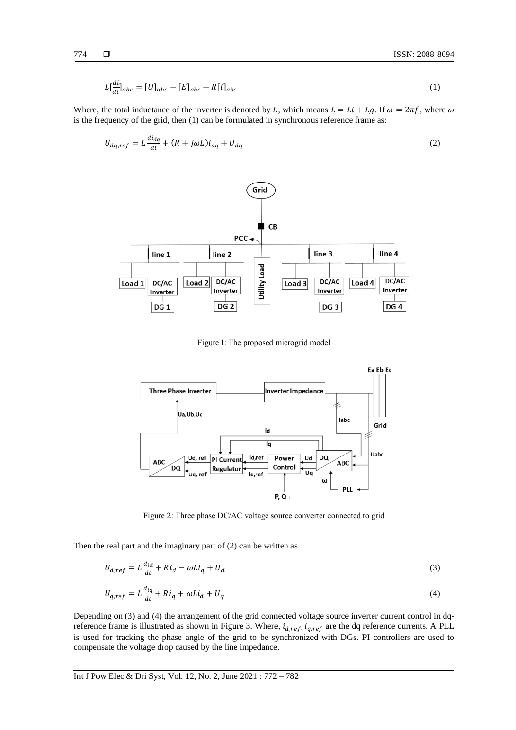$$L[\frac{di}{dt}]_{abc} = [U]_{abc} - [E]_{abc} - R[i]_{abc} \tag{1}$$

Where, the total inductance of the inverter is denoted by $L$, which means $L = Li + Lg$. If $\omega = 2\pi f$, where $\omega$ is the frequency of the grid, then (1) can be formulated in synchronous reference frame as:

$$U_{dq,ref} = L\frac{di_{dq}}{dt} + (R + j\omega L)i_{dq} + U_{dq} \tag{2}$$

Figure 1: The proposed microgrid model

Figure 2: Three phase DC/AC voltage source converter connected to grid

Then the real part and the imaginary part of (2) can be written as

$$U_{d,ref} = L\frac{d_{id}}{dt} + Ri_d - \omega Li_q + U_d \tag{3}$$

$$U_{q,ref} = L\frac{d_{iq}}{dt} + Ri_q + \omega Li_d + U_q \tag{4}$$

Depending on (3) and (4) the arrangement of the grid connected voltage source inverter current control in dq-reference frame is illustrated as shown in Figure 3. Where, $i_{d,ref}, i_{q,ref}$ are the dq reference currents. A PLL is used for tracking the phase angle of the grid to be synchronized with DGs. PI controllers are used to compensate the voltage drop caused by the line impedance.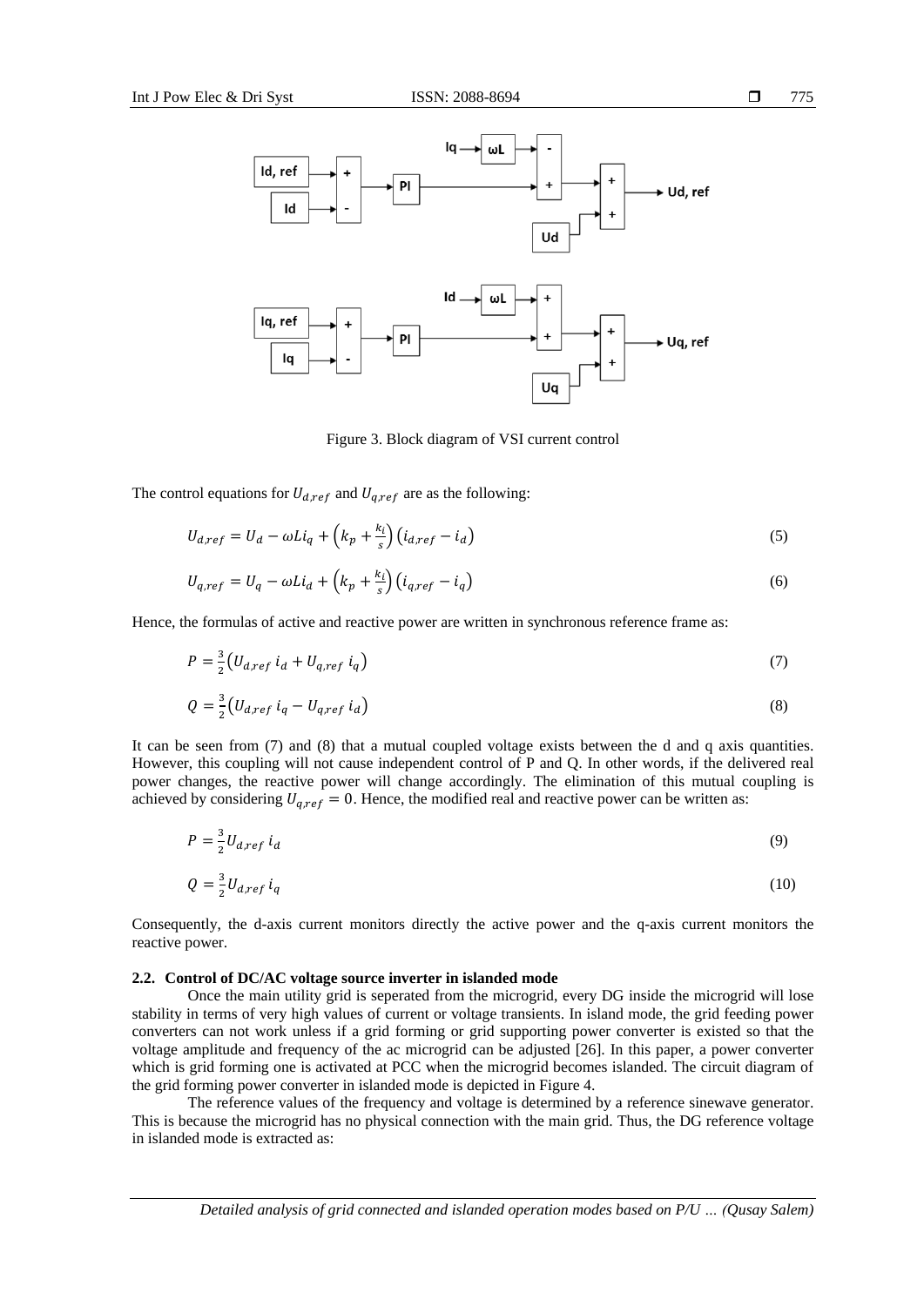Figure 3. Block diagram of VSI current control

The control equations for $U_{d,ref}$ and $U_{q,ref}$ are as the following:

$$U_{d,ref} = U_d - \omega L i_q + \left(k_p + \frac{k_i}{s}\right)\left(i_{d,ref} - i_d\right) \tag{5}$$

$$U_{q,ref} = U_q - \omega L i_d + \left(k_p + \frac{k_i}{s}\right)\left(i_{q,ref} - i_q\right) \tag{6}$$

Hence, the formulas of active and reactive power are written in synchronous reference frame as:

$$P = \frac{3}{2}\left(U_{d,ref}\, i_d + U_{q,ref}\, i_q\right) \tag{7}$$

$$Q = \frac{3}{2}\left(U_{d,ref}\, i_q - U_{q,ref}\, i_d\right) \tag{8}$$

It can be seen from (7) and (8) that a mutual coupled voltage exists between the d and q axis quantities. However, this coupling will not cause independent control of P and Q. In other words, if the delivered real power changes, the reactive power will change accordingly. The elimination of this mutual coupling is achieved by considering $U_{q,ref} = 0$. Hence, the modified real and reactive power can be written as:

$$P = \frac{3}{2} U_{d,ref}\, i_d \tag{9}$$

$$Q = \frac{3}{2} U_{d,ref}\, i_q \tag{10}$$

Consequently, the d-axis current monitors directly the active power and the q-axis current monitors the reactive power.

### 2.2. Control of DC/AC voltage source inverter in islanded mode

Once the main utility grid is seperated from the microgrid, every DG inside the microgrid will lose stability in terms of very high values of current or voltage transients. In island mode, the grid feeding power converters can not work unless if a grid forming or grid supporting power converter is existed so that the voltage amplitude and frequency of the ac microgrid can be adjusted [26]. In this paper, a power converter which is grid forming one is activated at PCC when the microgrid becomes islanded. The circuit diagram of the grid forming power converter in islanded mode is depicted in Figure 4.

The reference values of the frequency and voltage is determined by a reference sinewave generator. This is because the microgrid has no physical connection with the main grid. Thus, the DG reference voltage in islanded mode is extracted as: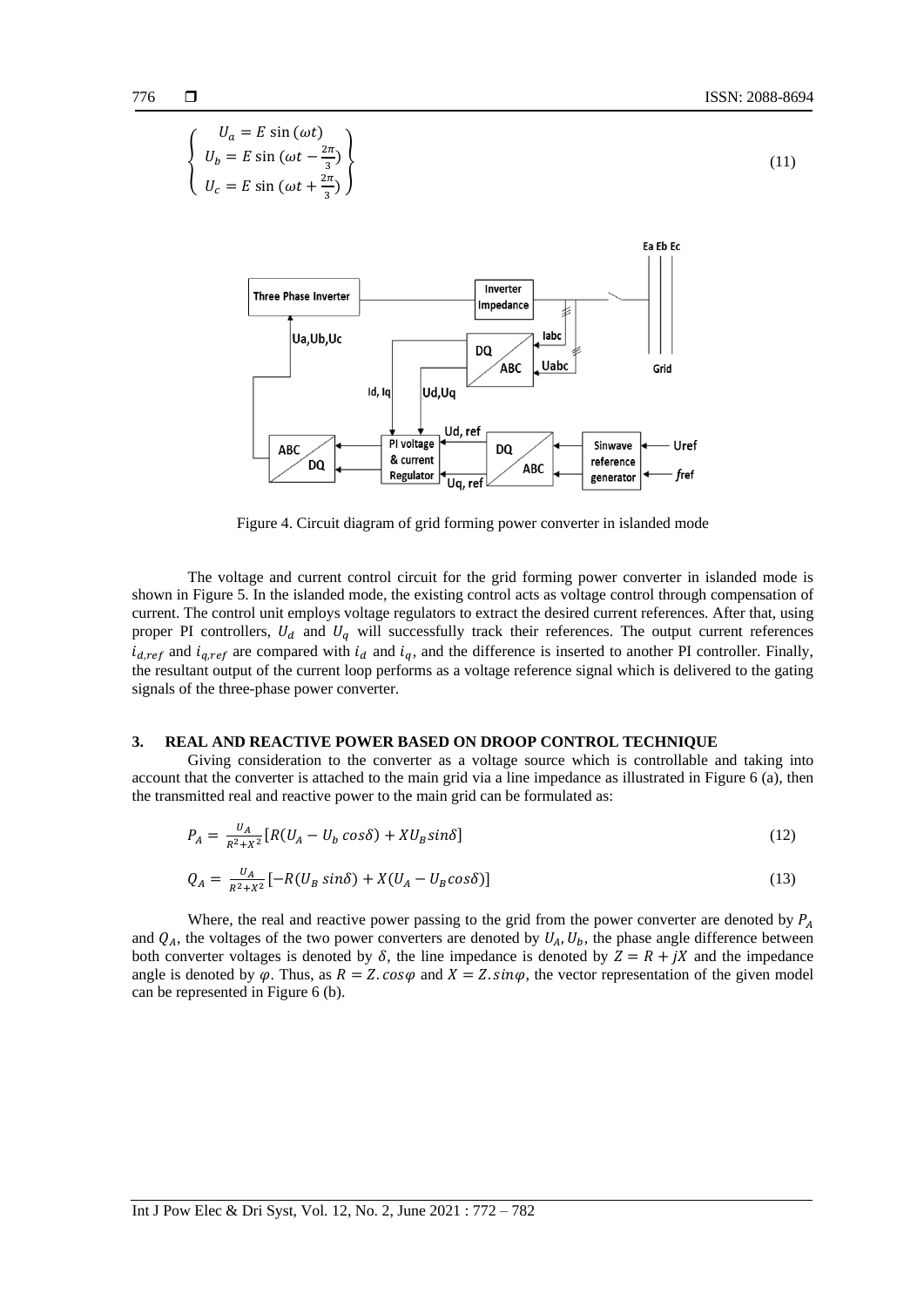$$\left\{\begin{array}{c} U_a = E\sin(\omega t) \\ U_b = E\sin(\omega t - \frac{2\pi}{3}) \\ U_c = E\sin(\omega t + \frac{2\pi}{3}) \end{array}\right\} \tag{11}$$

Figure 4. Circuit diagram of grid forming power converter in islanded mode

The voltage and current control circuit for the grid forming power converter in islanded mode is shown in Figure 5. In the islanded mode, the existing control acts as voltage control through compensation of current. The control unit employs voltage regulators to extract the desired current references. After that, using proper PI controllers, $U_d$ and $U_q$ will successfully track their references. The output current references $i_{d,ref}$ and $i_{q,ref}$ are compared with $i_d$ and $i_q$, and the difference is inserted to another PI controller. Finally, the resultant output of the current loop performs as a voltage reference signal which is delivered to the gating signals of the three-phase power converter.

## 3. REAL AND REACTIVE POWER BASED ON DROOP CONTROL TECHNIQUE

Giving consideration to the converter as a voltage source which is controllable and taking into account that the converter is attached to the main grid via a line impedance as illustrated in Figure 6 (a), then the transmitted real and reactive power to the main grid can be formulated as:

$$P_A = \frac{U_A}{R^2+X^2}[R(U_A - U_b\cos\delta) + XU_B\sin\delta] \tag{12}$$

$$Q_A = \frac{U_A}{R^2+X^2}[-R(U_B\sin\delta) + X(U_A - U_B\cos\delta)] \tag{13}$$

Where, the real and reactive power passing to the grid from the power converter are denoted by $P_A$ and $Q_A$, the voltages of the two power converters are denoted by $U_A, U_b$, the phase angle difference between both converter voltages is denoted by $\delta$, the line impedance is denoted by $Z = R + jX$ and the impedance angle is denoted by $\varphi$. Thus, as $R = Z.\cos\varphi$ and $X = Z.\sin\varphi$, the vector representation of the given model can be represented in Figure 6 (b).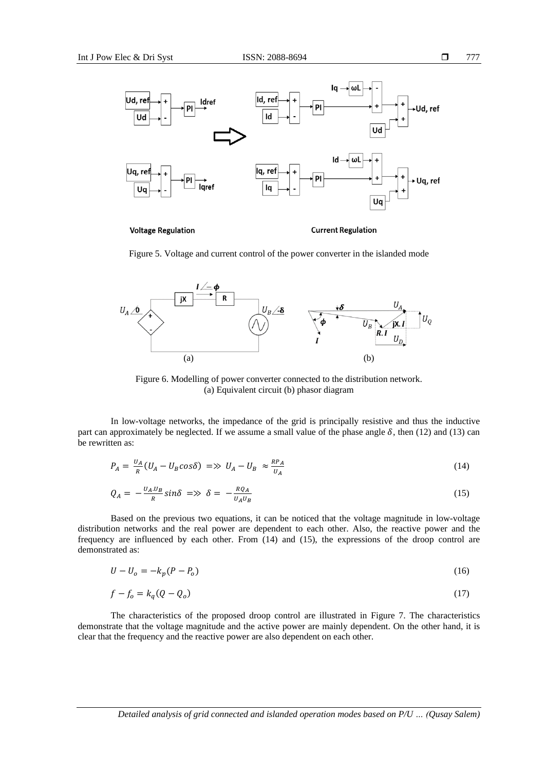Figure 5. Voltage and current control of the power converter in the islanded mode

Figure 6. Modelling of power converter connected to the distribution network. (a) Equivalent circuit (b) phasor diagram

In low-voltage networks, the impedance of the grid is principally resistive and thus the inductive part can approximately be neglected. If we assume a small value of the phase angle $\delta$, then (12) and (13) can be rewritten as:

$$P_A = \frac{U_A}{R}(U_A - U_B cos\delta) \implies U_A - U_B \approx \frac{RP_A}{U_A} \tag{14}$$

$$Q_A = -\frac{U_A . U_B}{R} sin\delta \implies \delta = -\frac{RQ_A}{U_A U_B} \tag{15}$$

Based on the previous two equations, it can be noticed that the voltage magnitude in low-voltage distribution networks and the real power are dependent to each other. Also, the reactive power and the frequency are influenced by each other. From (14) and (15), the expressions of the droop control are demonstrated as:

$$U - U_o = -k_p(P - P_o) \tag{16}$$

$$f - f_o = k_q(Q - Q_o) \tag{17}$$

The characteristics of the proposed droop control are illustrated in Figure 7. The characteristics demonstrate that the voltage magnitude and the active power are mainly dependent. On the other hand, it is clear that the frequency and the reactive power are also dependent on each other.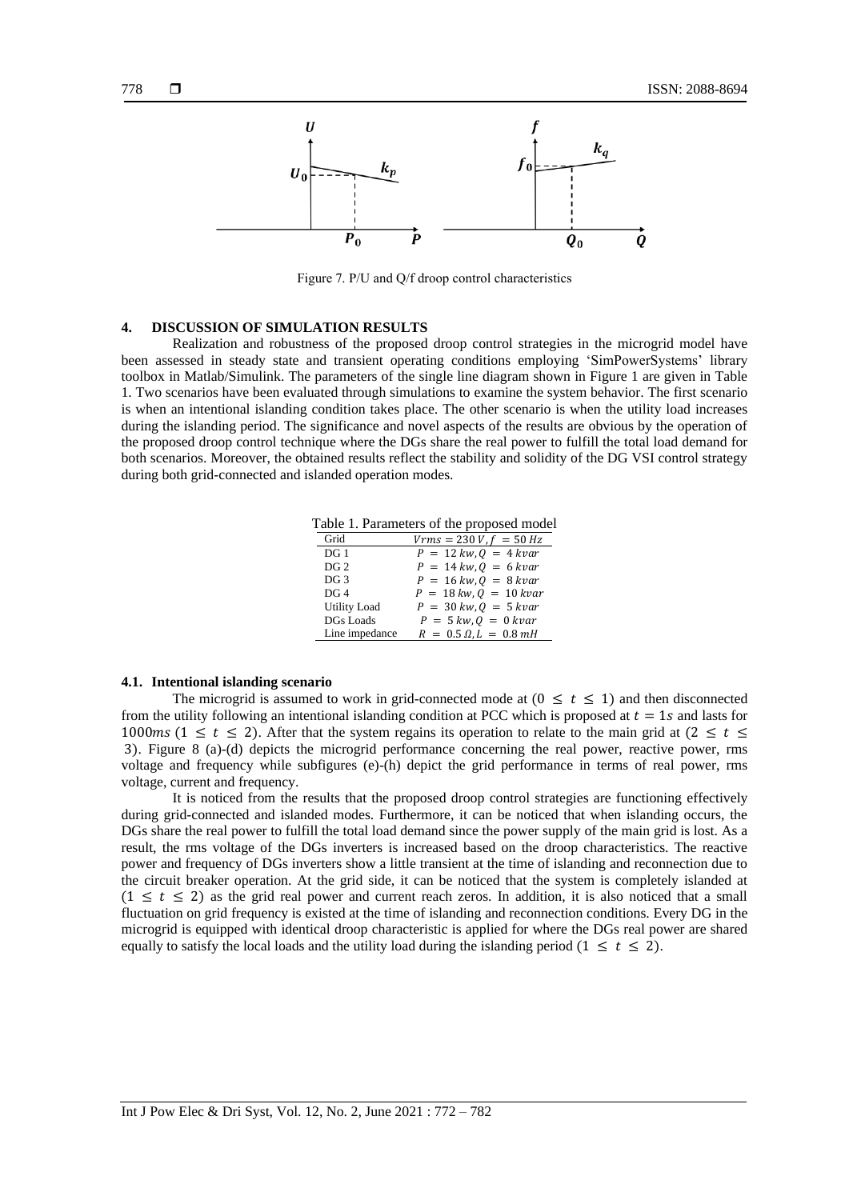Figure 7. P/U and Q/f droop control characteristics

## 4. DISCUSSION OF SIMULATION RESULTS

Realization and robustness of the proposed droop control strategies in the microgrid model have been assessed in steady state and transient operating conditions employing 'SimPowerSystems' library toolbox in Matlab/Simulink. The parameters of the single line diagram shown in Figure 1 are given in Table 1. Two scenarios have been evaluated through simulations to examine the system behavior. The first scenario is when an intentional islanding condition takes place. The other scenario is when the utility load increases during the islanding period. The significance and novel aspects of the results are obvious by the operation of the proposed droop control technique where the DGs share the real power to fulfill the total load demand for both scenarios. Moreover, the obtained results reflect the stability and solidity of the DG VSI control strategy during both grid-connected and islanded operation modes.

Table 1. Parameters of the proposed model

| Grid | $Vrms = 230\,V, f = 50\,Hz$ |
|---|---|
| DG 1 | $P = 12\,kw, Q = 4\,kvar$ |
| DG 2 | $P = 14\,kw, Q = 6\,kvar$ |
| DG 3 | $P = 16\,kw, Q = 8\,kvar$ |
| DG 4 | $P = 18\,kw, Q = 10\,kvar$ |
| Utility Load | $P = 30\,kw, Q = 5\,kvar$ |
| DGs Loads | $P = 5\,kw, Q = 0\,kvar$ |
| Line impedance | $R = 0.5\,\Omega, L = 0.8\,mH$ |

### 4.1. Intentional islanding scenario

The microgrid is assumed to work in grid-connected mode at $(0 \leq t \leq 1)$ and then disconnected from the utility following an intentional islanding condition at PCC which is proposed at $t = 1s$ and lasts for $1000ms$ $(1 \leq t \leq 2)$. After that the system regains its operation to relate to the main grid at $(2 \leq t \leq 3)$. Figure 8 (a)-(d) depicts the microgrid performance concerning the real power, reactive power, rms voltage and frequency while subfigures (e)-(h) depict the grid performance in terms of real power, rms voltage, current and frequency.

It is noticed from the results that the proposed droop control strategies are functioning effectively during grid-connected and islanded modes. Furthermore, it can be noticed that when islanding occurs, the DGs share the real power to fulfill the total load demand since the power supply of the main grid is lost. As a result, the rms voltage of the DGs inverters is increased based on the droop characteristics. The reactive power and frequency of DGs inverters show a little transient at the time of islanding and reconnection due to the circuit breaker operation. At the grid side, it can be noticed that the system is completely islanded at $(1 \leq t \leq 2)$ as the grid real power and current reach zeros. In addition, it is also noticed that a small fluctuation on grid frequency is existed at the time of islanding and reconnection conditions. Every DG in the microgrid is equipped with identical droop characteristic is applied for where the DGs real power are shared equally to satisfy the local loads and the utility load during the islanding period $(1 \leq t \leq 2)$.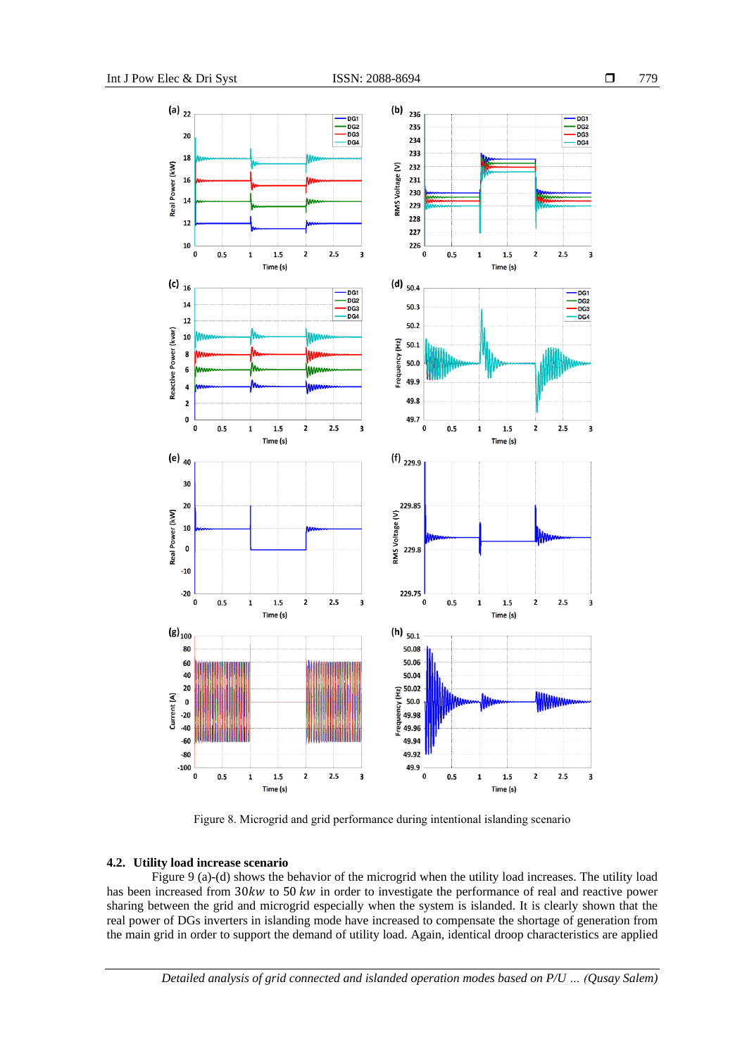Figure 8. Microgrid and grid performance during intentional islanding scenario

### 4.2. Utility load increase scenario

Figure 9 (a)-(d) shows the behavior of the microgrid when the utility load increases. The utility load has been increased from $30kw$ to 50 $kw$ in order to investigate the performance of real and reactive power sharing between the grid and microgrid especially when the system is islanded. It is clearly shown that the real power of DGs inverters in islanding mode have increased to compensate the shortage of generation from the main grid in order to support the demand of utility load. Again, identical droop characteristics are applied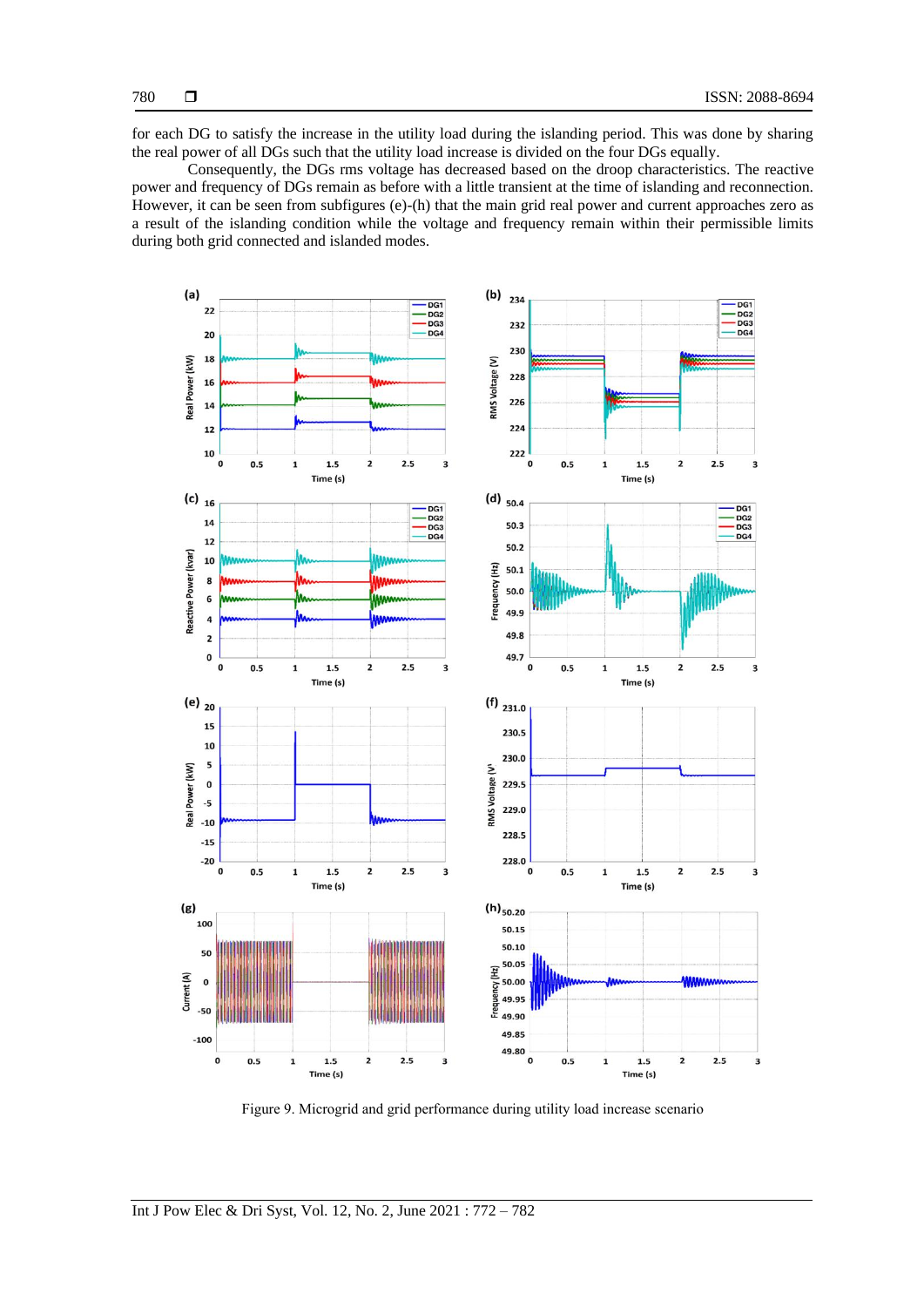for each DG to satisfy the increase in the utility load during the islanding period. This was done by sharing the real power of all DGs such that the utility load increase is divided on the four DGs equally.

Consequently, the DGs rms voltage has decreased based on the droop characteristics. The reactive power and frequency of DGs remain as before with a little transient at the time of islanding and reconnection. However, it can be seen from subfigures (e)-(h) that the main grid real power and current approaches zero as a result of the islanding condition while the voltage and frequency remain within their permissible limits during both grid connected and islanded modes.

Figure 9. Microgrid and grid performance during utility load increase scenario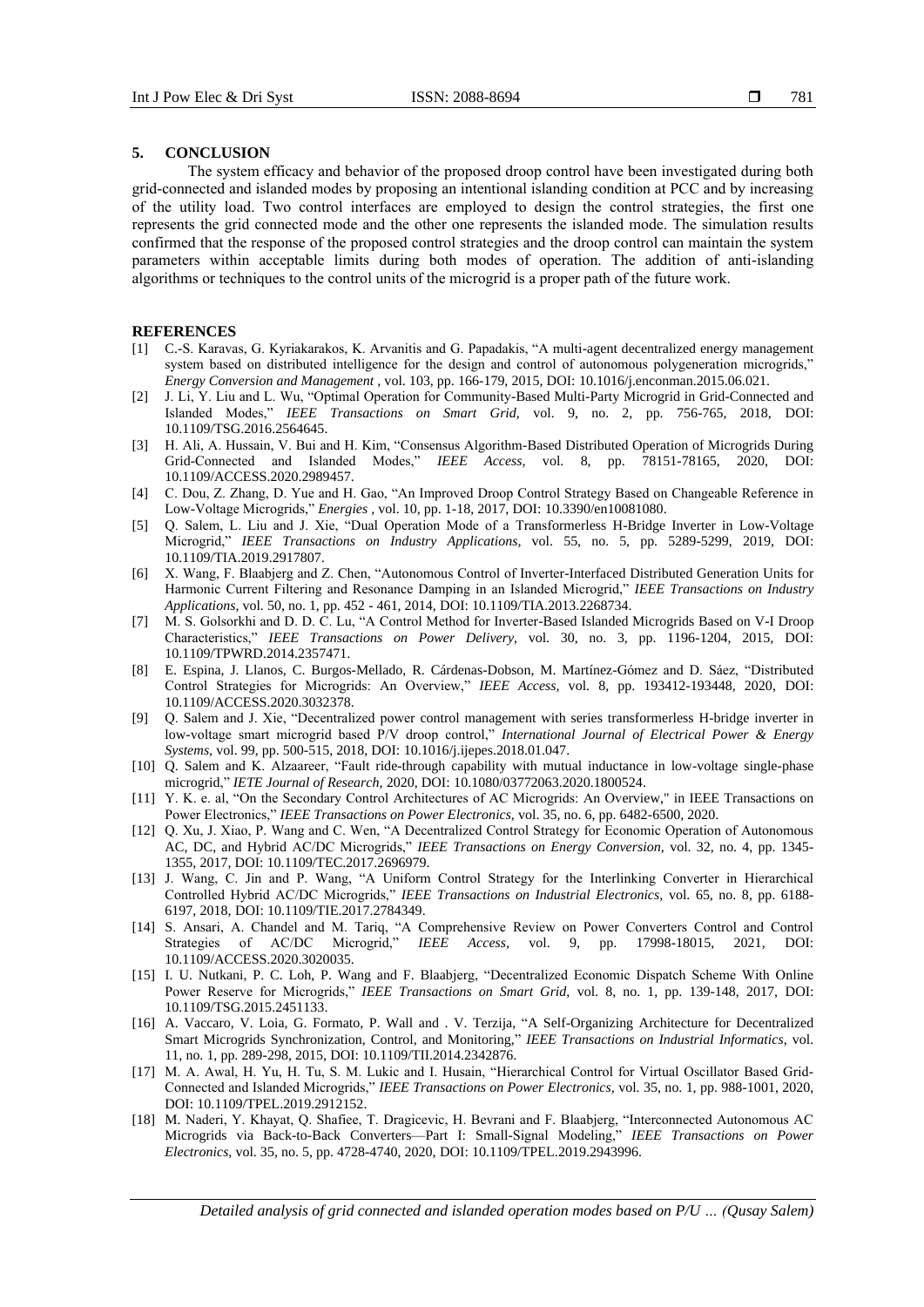## 5. CONCLUSION

The system efficacy and behavior of the proposed droop control have been investigated during both grid-connected and islanded modes by proposing an intentional islanding condition at PCC and by increasing of the utility load. Two control interfaces are employed to design the control strategies, the first one represents the grid connected mode and the other one represents the islanded mode. The simulation results confirmed that the response of the proposed control strategies and the droop control can maintain the system parameters within acceptable limits during both modes of operation. The addition of anti-islanding algorithms or techniques to the control units of the microgrid is a proper path of the future work.

## REFERENCES

[1] C.-S. Karavas, G. Kyriakarakos, K. Arvanitis and G. Papadakis, "A multi-agent decentralized energy management system based on distributed intelligence for the design and control of autonomous polygeneration microgrids," *Energy Conversion and Management* , vol. 103, pp. 166-179, 2015, DOI: 10.1016/j.enconman.2015.06.021.

[2] J. Li, Y. Liu and L. Wu, "Optimal Operation for Community-Based Multi-Party Microgrid in Grid-Connected and Islanded Modes," *IEEE Transactions on Smart Grid,* vol. 9, no. 2, pp. 756-765, 2018, DOI: 10.1109/TSG.2016.2564645.

[3] H. Ali, A. Hussain, V. Bui and H. Kim, "Consensus Algorithm-Based Distributed Operation of Microgrids During Grid-Connected and Islanded Modes," *IEEE Access,* vol. 8, pp. 78151-78165, 2020, DOI: 10.1109/ACCESS.2020.2989457.

[4] C. Dou, Z. Zhang, D. Yue and H. Gao, "An Improved Droop Control Strategy Based on Changeable Reference in Low-Voltage Microgrids," *Energies* , vol. 10, pp. 1-18, 2017, DOI: 10.3390/en10081080.

[5] Q. Salem, L. Liu and J. Xie, "Dual Operation Mode of a Transformerless H-Bridge Inverter in Low-Voltage Microgrid," *IEEE Transactions on Industry Applications,* vol. 55, no. 5, pp. 5289-5299, 2019, DOI: 10.1109/TIA.2019.2917807.

[6] X. Wang, F. Blaabjerg and Z. Chen, "Autonomous Control of Inverter-Interfaced Distributed Generation Units for Harmonic Current Filtering and Resonance Damping in an Islanded Microgrid," *IEEE Transactions on Industry Applications,* vol. 50, no. 1, pp. 452 - 461, 2014, DOI: 10.1109/TIA.2013.2268734.

[7] M. S. Golsorkhi and D. D. C. Lu, "A Control Method for Inverter-Based Islanded Microgrids Based on V-I Droop Characteristics," *IEEE Transactions on Power Delivery,* vol. 30, no. 3, pp. 1196-1204, 2015, DOI: 10.1109/TPWRD.2014.2357471.

[8] E. Espina, J. Llanos, C. Burgos-Mellado, R. Cárdenas-Dobson, M. Martínez-Gómez and D. Sáez, "Distributed Control Strategies for Microgrids: An Overview," *IEEE Access,* vol. 8, pp. 193412-193448, 2020, DOI: 10.1109/ACCESS.2020.3032378.

[9] Q. Salem and J. Xie, "Decentralized power control management with series transformerless H-bridge inverter in low-voltage smart microgrid based P/V droop control," *International Journal of Electrical Power & Energy Systems,* vol. 99, pp. 500-515, 2018, DOI: 10.1016/j.ijepes.2018.01.047.

[10] Q. Salem and K. Alzaareer, "Fault ride-through capability with mutual inductance in low-voltage single-phase microgrid," *IETE Journal of Research,* 2020, DOI: 10.1080/03772063.2020.1800524.

[11] Y. K. e. al, "On the Secondary Control Architectures of AC Microgrids: An Overview," in IEEE Transactions on Power Electronics," *IEEE Transactions on Power Electronics,* vol. 35, no. 6, pp. 6482-6500, 2020.

[12] Q. Xu, J. Xiao, P. Wang and C. Wen, "A Decentralized Control Strategy for Economic Operation of Autonomous AC, DC, and Hybrid AC/DC Microgrids," *IEEE Transactions on Energy Conversion,* vol. 32, no. 4, pp. 1345-1355, 2017, DOI: 10.1109/TEC.2017.2696979.

[13] J. Wang, C. Jin and P. Wang, "A Uniform Control Strategy for the Interlinking Converter in Hierarchical Controlled Hybrid AC/DC Microgrids," *IEEE Transactions on Industrial Electronics,* vol. 65, no. 8, pp. 6188-6197, 2018, DOI: 10.1109/TIE.2017.2784349.

[14] S. Ansari, A. Chandel and M. Tariq, "A Comprehensive Review on Power Converters Control and Control Strategies of AC/DC Microgrid," *IEEE Access,* vol. 9, pp. 17998-18015, 2021, DOI: 10.1109/ACCESS.2020.3020035.

[15] I. U. Nutkani, P. C. Loh, P. Wang and F. Blaabjerg, "Decentralized Economic Dispatch Scheme With Online Power Reserve for Microgrids," *IEEE Transactions on Smart Grid,* vol. 8, no. 1, pp. 139-148, 2017, DOI: 10.1109/TSG.2015.2451133.

[16] A. Vaccaro, V. Loia, G. Formato, P. Wall and . V. Terzija, "A Self-Organizing Architecture for Decentralized Smart Microgrids Synchronization, Control, and Monitoring," *IEEE Transactions on Industrial Informatics,* vol. 11, no. 1, pp. 289-298, 2015, DOI: 10.1109/TII.2014.2342876.

[17] M. A. Awal, H. Yu, H. Tu, S. M. Lukic and I. Husain, "Hierarchical Control for Virtual Oscillator Based Grid-Connected and Islanded Microgrids," *IEEE Transactions on Power Electronics,* vol. 35, no. 1, pp. 988-1001, 2020, DOI: 10.1109/TPEL.2019.2912152.

[18] M. Naderi, Y. Khayat, Q. Shafiee, T. Dragicevic, H. Bevrani and F. Blaabjerg, "Interconnected Autonomous AC Microgrids via Back-to-Back Converters—Part I: Small-Signal Modeling," *IEEE Transactions on Power Electronics,* vol. 35, no. 5, pp. 4728-4740, 2020, DOI: 10.1109/TPEL.2019.2943996.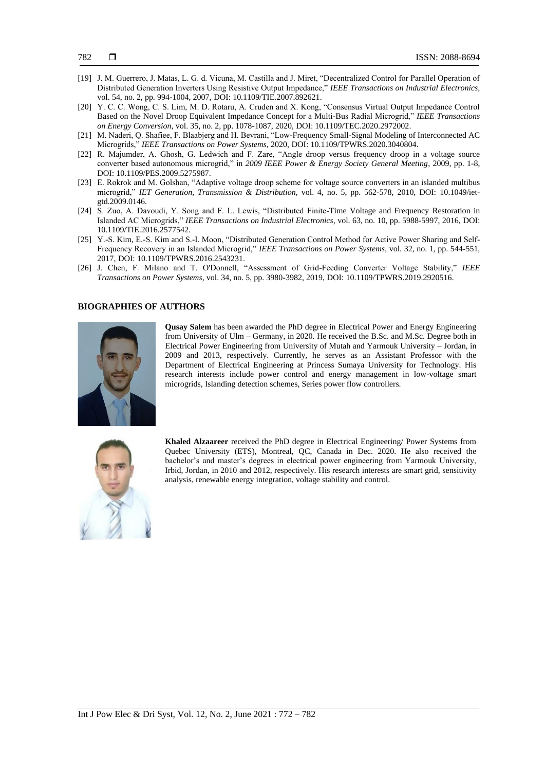[19] J. M. Guerrero, J. Matas, L. G. d. Vicuna, M. Castilla and J. Miret, "Decentralized Control for Parallel Operation of Distributed Generation Inverters Using Resistive Output Impedance," *IEEE Transactions on Industrial Electronics,* vol. 54, no. 2, pp. 994-1004, 2007, DOI: 10.1109/TIE.2007.892621.

[20] Y. C. C. Wong, C. S. Lim, M. D. Rotaru, A. Cruden and X. Kong, "Consensus Virtual Output Impedance Control Based on the Novel Droop Equivalent Impedance Concept for a Multi-Bus Radial Microgrid," *IEEE Transactions on Energy Conversion,* vol. 35, no. 2, pp. 1078-1087, 2020, DOI: 10.1109/TEC.2020.2972002.

[21] M. Naderi, Q. Shafiee, F. Blaabjerg and H. Bevrani, "Low-Frequency Small-Signal Modeling of Interconnected AC Microgrids," *IEEE Transactions on Power Systems,* 2020, DOI: 10.1109/TPWRS.2020.3040804.

[22] R. Majumder, A. Ghosh, G. Ledwich and F. Zare, "Angle droop versus frequency droop in a voltage source converter based autonomous microgrid," in *2009 IEEE Power & Energy Society General Meeting*, 2009, pp. 1-8, DOI: 10.1109/PES.2009.5275987.

[23] E. Rokrok and M. Golshan, "Adaptive voltage droop scheme for voltage source converters in an islanded multibus microgrid," *IET Generation, Transmission & Distribution,* vol. 4, no. 5, pp. 562-578, 2010, DOI: 10.1049/iet-gtd.2009.0146.

[24] S. Zuo, A. Davoudi, Y. Song and F. L. Lewis, "Distributed Finite-Time Voltage and Frequency Restoration in Islanded AC Microgrids," *IEEE Transactions on Industrial Electronics,* vol. 63, no. 10, pp. 5988-5997, 2016, DOI: 10.1109/TIE.2016.2577542.

[25] Y.-S. Kim, E.-S. Kim and S.-I. Moon, "Distributed Generation Control Method for Active Power Sharing and Self-Frequency Recovery in an Islanded Microgrid," *IEEE Transactions on Power Systems,* vol. 32, no. 1, pp. 544-551, 2017, DOI: 10.1109/TPWRS.2016.2543231.

[26] J. Chen, F. Milano and T. O'Donnell, "Assessment of Grid-Feeding Converter Voltage Stability," *IEEE Transactions on Power Systems,* vol. 34, no. 5, pp. 3980-3982, 2019, DOI: 10.1109/TPWRS.2019.2920516.

## BIOGRAPHIES OF AUTHORS

**Qusay Salem** has been awarded the PhD degree in Electrical Power and Energy Engineering from University of Ulm – Germany, in 2020. He received the B.Sc. and M.Sc. Degree both in Electrical Power Engineering from University of Mutah and Yarmouk University – Jordan, in 2009 and 2013, respectively. Currently, he serves as an Assistant Professor with the Department of Electrical Engineering at Princess Sumaya University for Technology. His research interests include power control and energy management in low-voltage smart microgrids, Islanding detection schemes, Series power flow controllers.

**Khaled Alzaareer** received the PhD degree in Electrical Engineering/ Power Systems from Quebec University (ETS), Montreal, QC, Canada in Dec. 2020. He also received the bachelor's and master's degrees in electrical power engineering from Yarmouk University, Irbid, Jordan, in 2010 and 2012, respectively. His research interests are smart grid, sensitivity analysis, renewable energy integration, voltage stability and control.